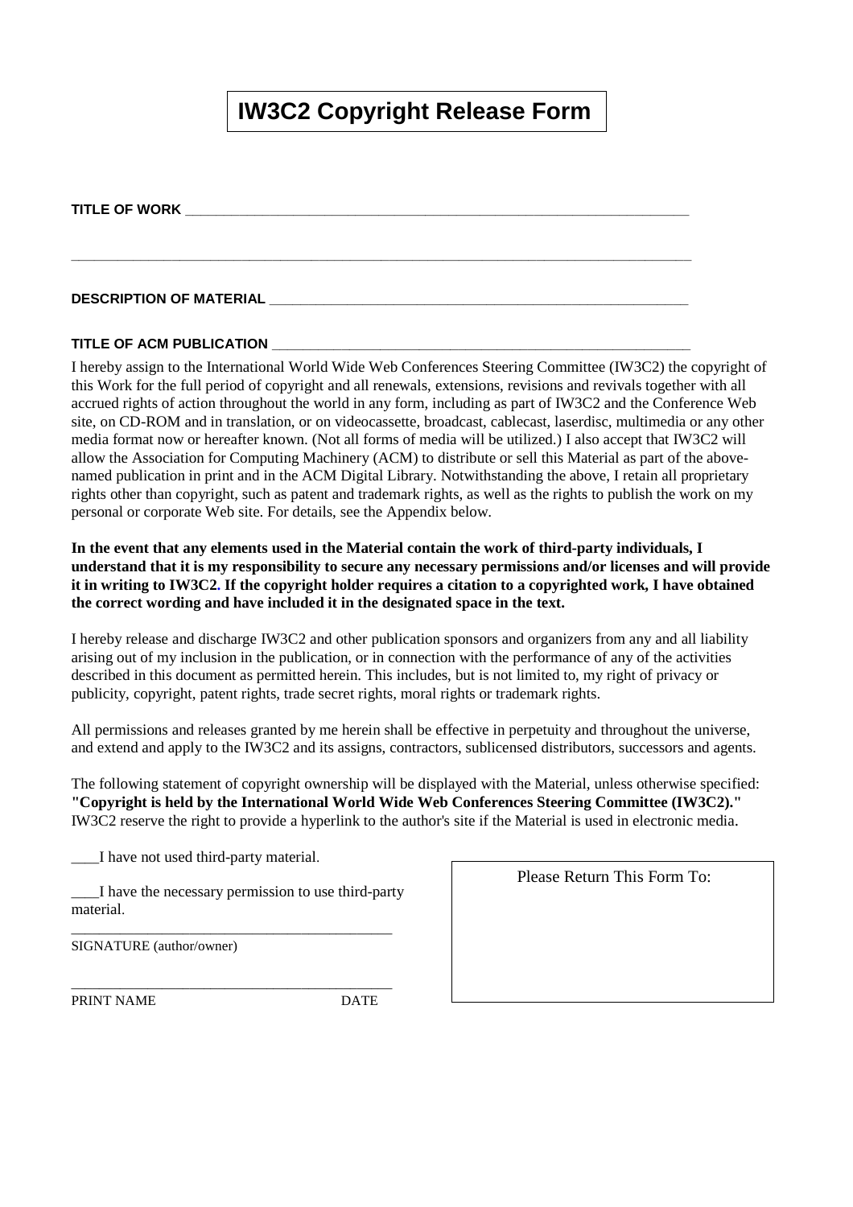# IW3C2 Copyright Release Form

**TITLE OF WORK** ___________________________________________________________________

___________________________________________________________________________________

**DESCRIPTION OF MATERIAL** ________________________________________________________

**TITLE OF ACM PUBLICATION** _______________________________________________________

I hereby assign to the International World Wide Web Conferences Steering Committee (IW3C2) the copyright of this Work for the full period of copyright and all renewals, extensions, revisions and revivals together with all accrued rights of action throughout the world in any form, including as part of IW3C2 and the Conference Web site, on CD-ROM and in translation, or on videocassette, broadcast, cablecast, laserdisc, multimedia or any other media format now or hereafter known. (Not all forms of media will be utilized.) I also accept that IW3C2 will allow the Association for Computing Machinery (ACM) to distribute or sell this Material as part of the above-named publication in print and in the ACM Digital Library. Notwithstanding the above, I retain all proprietary rights other than copyright, such as patent and trademark rights, as well as the rights to publish the work on my personal or corporate Web site. For details, see the Appendix below.

**In the event that any elements used in the Material contain the work of third-party individuals, I understand that it is my responsibility to secure any necessary permissions and/or licenses and will provide it in writing to IW3C2. If the copyright holder requires a citation to a copyrighted work, I have obtained the correct wording and have included it in the designated space in the text.**

I hereby release and discharge IW3C2 and other publication sponsors and organizers from any and all liability arising out of my inclusion in the publication, or in connection with the performance of any of the activities described in this document as permitted herein. This includes, but is not limited to, my right of privacy or publicity, copyright, patent rights, trade secret rights, moral rights or trademark rights.

All permissions and releases granted by me herein shall be effective in perpetuity and throughout the universe, and extend and apply to the IW3C2 and its assigns, contractors, sublicensed distributors, successors and agents.

The following statement of copyright ownership will be displayed with the Material, unless otherwise specified: **"Copyright is held by the International World Wide Web Conferences Steering Committee (IW3C2)."** IW3C2 reserve the right to provide a hyperlink to the author's site if the Material is used in electronic media.

____I have not used third-party material.

____I have the necessary permission to use third-party material.

_____________________________________________
SIGNATURE (author/owner)

_____________________________________________
PRINT NAME DATE

Please Return This Form To: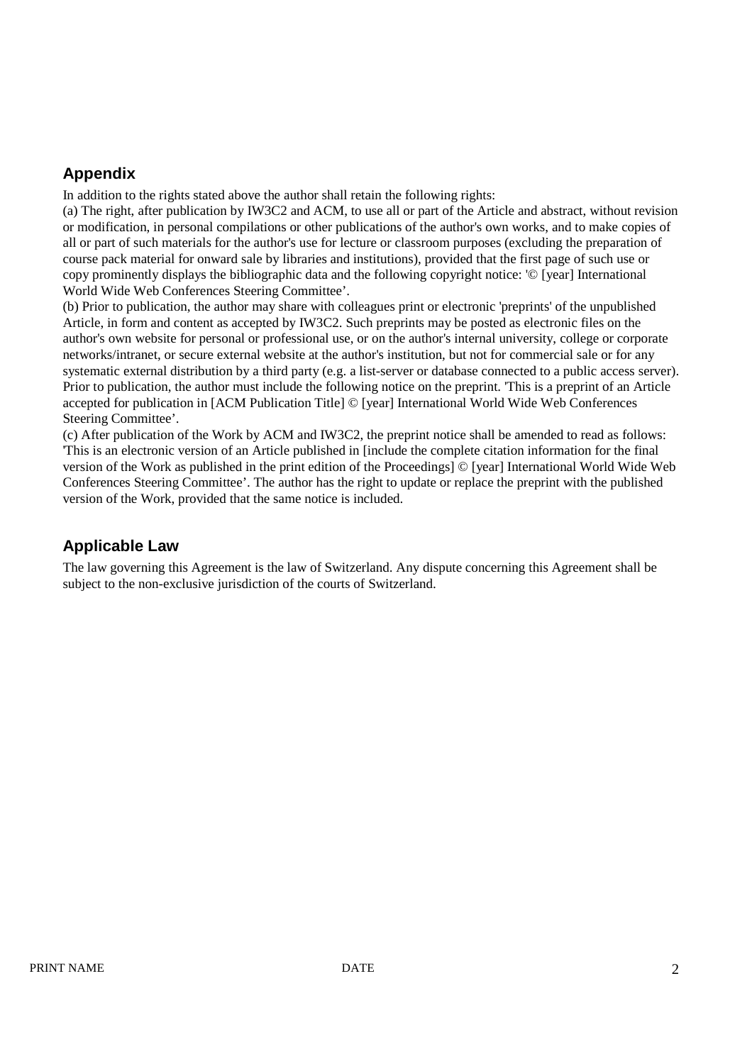## Appendix

In addition to the rights stated above the author shall retain the following rights:

(a) The right, after publication by IW3C2 and ACM, to use all or part of the Article and abstract, without revision or modification, in personal compilations or other publications of the author's own works, and to make copies of all or part of such materials for the author's use for lecture or classroom purposes (excluding the preparation of course pack material for onward sale by libraries and institutions), provided that the first page of such use or copy prominently displays the bibliographic data and the following copyright notice: '© [year] International World Wide Web Conferences Steering Committee'.

(b) Prior to publication, the author may share with colleagues print or electronic 'preprints' of the unpublished Article, in form and content as accepted by IW3C2. Such preprints may be posted as electronic files on the author's own website for personal or professional use, or on the author's internal university, college or corporate networks/intranet, or secure external website at the author's institution, but not for commercial sale or for any systematic external distribution by a third party (e.g. a list-server or database connected to a public access server). Prior to publication, the author must include the following notice on the preprint. 'This is a preprint of an Article accepted for publication in [ACM Publication Title] © [year] International World Wide Web Conferences Steering Committee'.

(c) After publication of the Work by ACM and IW3C2, the preprint notice shall be amended to read as follows: 'This is an electronic version of an Article published in [include the complete citation information for the final version of the Work as published in the print edition of the Proceedings] © [year] International World Wide Web Conferences Steering Committee'. The author has the right to update or replace the preprint with the published version of the Work, provided that the same notice is included.

## Applicable Law

The law governing this Agreement is the law of Switzerland. Any dispute concerning this Agreement shall be subject to the non-exclusive jurisdiction of the courts of Switzerland.

PRINT NAME DATE